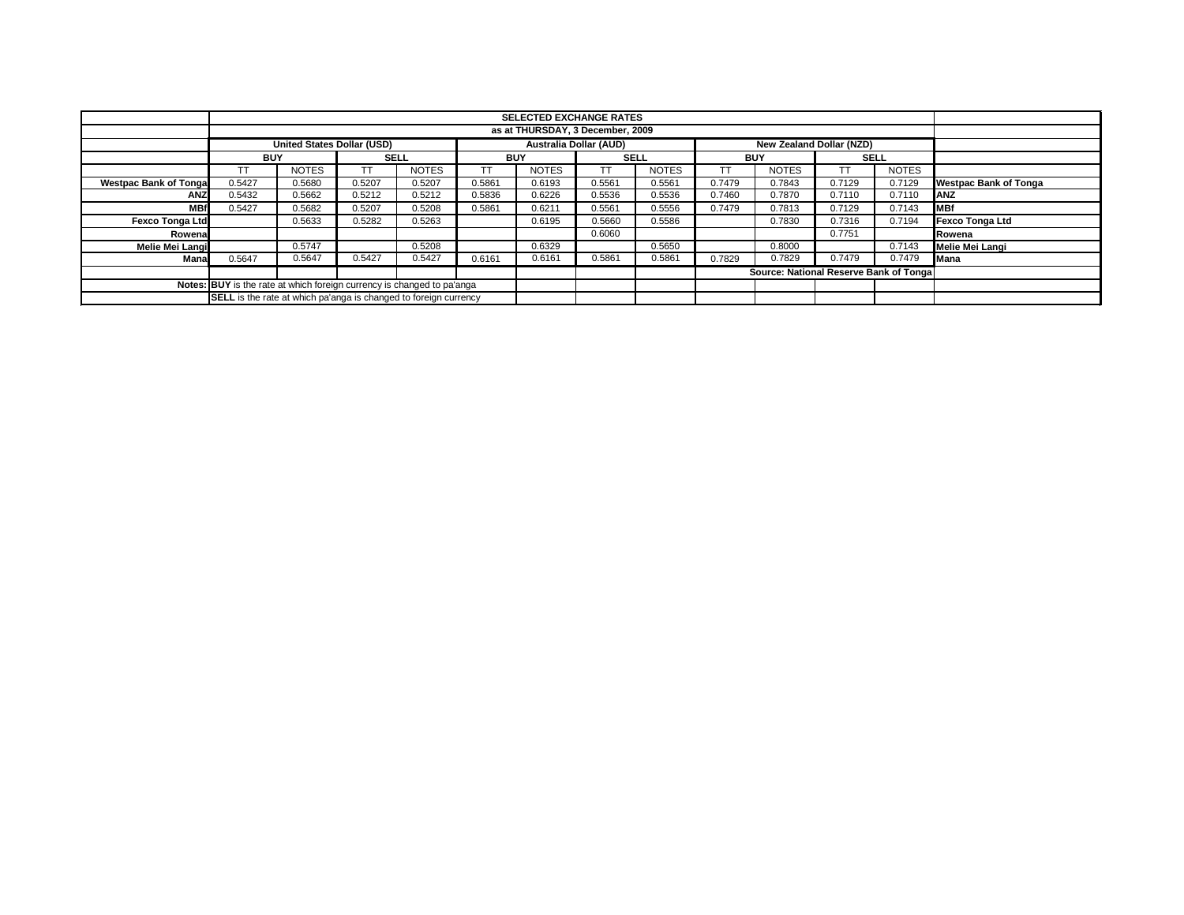| | SELECTED EXCHANGE RATES | | | | | | | | | | | | |
|---|---|---|---|---|---|---|---|---|---|---|---|---|---|
| | as at THURSDAY, 3 December, 2009 | | | | | | | | | | | | |
| | United States Dollar (USD) | | | | Australia Dollar (AUD) | | | | New Zealand Dollar (NZD) | | | | |
| | BUY | | SELL | | BUY | | SELL | | BUY | | SELL | | |
| | TT | NOTES | TT | NOTES | TT | NOTES | TT | NOTES | TT | NOTES | TT | NOTES | |
| **Westpac Bank of Tonga** | 0.5427 | 0.5680 | 0.5207 | 0.5207 | 0.5861 | 0.6193 | 0.5561 | 0.5561 | 0.7479 | 0.7843 | 0.7129 | 0.7129 | **Westpac Bank of Tonga** |
| **ANZ** | 0.5432 | 0.5662 | 0.5212 | 0.5212 | 0.5836 | 0.6226 | 0.5536 | 0.5536 | 0.7460 | 0.7870 | 0.7110 | 0.7110 | **ANZ** |
| **MBf** | 0.5427 | 0.5682 | 0.5207 | 0.5208 | 0.5861 | 0.6211 | 0.5561 | 0.5556 | 0.7479 | 0.7813 | 0.7129 | 0.7143 | **MBf** |
| **Fexco Tonga Ltd** | | 0.5633 | 0.5282 | 0.5263 | | 0.6195 | 0.5660 | 0.5586 | | 0.7830 | 0.7316 | 0.7194 | **Fexco Tonga Ltd** |
| **Rowena** | | | | | | | 0.6060 | | | | 0.7751 | | **Rowena** |
| **Melie Mei Langi** | | 0.5747 | | 0.5208 | | 0.6329 | | 0.5650 | | 0.8000 | | 0.7143 | **Melie Mei Langi** |
| **Mana** | 0.5647 | 0.5647 | 0.5427 | 0.5427 | 0.6161 | 0.6161 | 0.5861 | 0.5861 | 0.7829 | 0.7829 | 0.7479 | 0.7479 | **Mana** |
| | | | | | | | | | **Source: National Reserve Bank of Tonga** | | | | |
| **Notes:** | **BUY** is the rate at which foreign currency is changed to pa'anga | | | | | | | | | | | | |
| | **SELL** is the rate at which pa'anga is changed to foreign currency | | | | | | | | | | | | |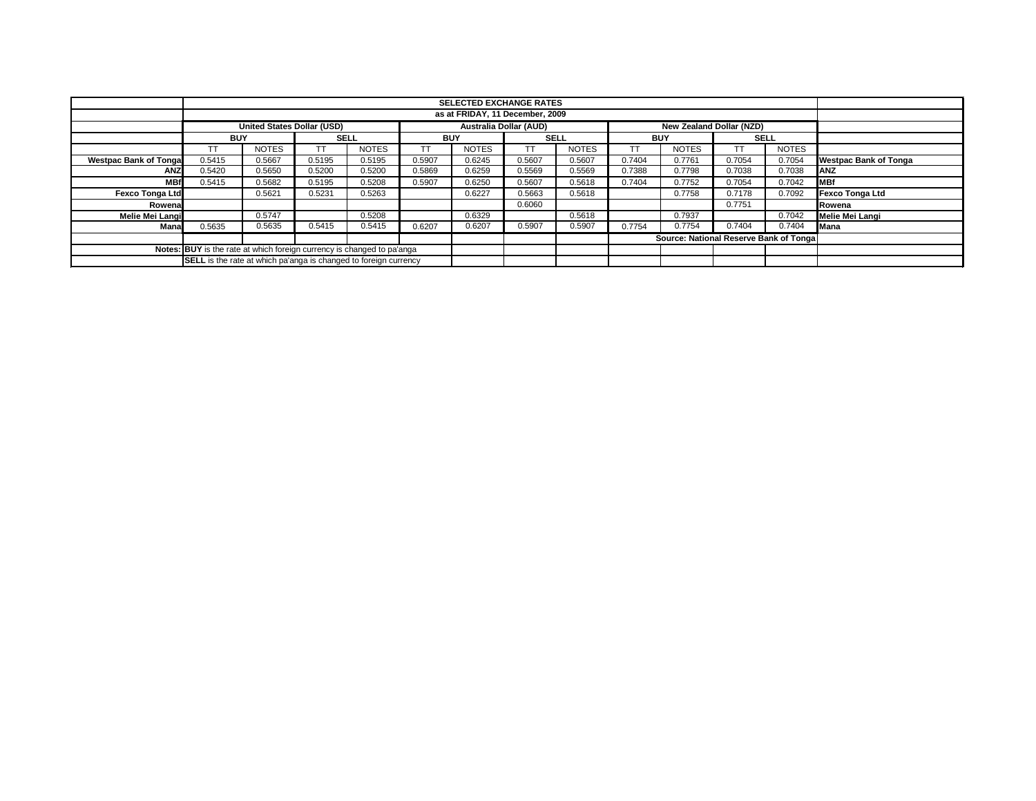| | SELECTED EXCHANGE RATES | | | | | | | | | | | | |
|---|---|---|---|---|---|---|---|---|---|---|---|---|---|
| | as at FRIDAY, 11 December, 2009 | | | | | | | | | | | | |
| | United States Dollar (USD) | | | | Australia Dollar (AUD) | | | | New Zealand Dollar (NZD) | | | | |
| | BUY | | SELL | | BUY | | SELL | | BUY | | SELL | | |
| | TT | NOTES | TT | NOTES | TT | NOTES | TT | NOTES | TT | NOTES | TT | NOTES | |
| Westpac Bank of Tonga | 0.5415 | 0.5667 | 0.5195 | 0.5195 | 0.5907 | 0.6245 | 0.5607 | 0.5607 | 0.7404 | 0.7761 | 0.7054 | 0.7054 | Westpac Bank of Tonga |
| ANZ | 0.5420 | 0.5650 | 0.5200 | 0.5200 | 0.5869 | 0.6259 | 0.5569 | 0.5569 | 0.7388 | 0.7798 | 0.7038 | 0.7038 | ANZ |
| MBf | 0.5415 | 0.5682 | 0.5195 | 0.5208 | 0.5907 | 0.6250 | 0.5607 | 0.5618 | 0.7404 | 0.7752 | 0.7054 | 0.7042 | MBf |
| Fexco Tonga Ltd | | 0.5621 | 0.5231 | 0.5263 | | 0.6227 | 0.5663 | 0.5618 | | 0.7758 | 0.7178 | 0.7092 | Fexco Tonga Ltd |
| Rowena | | | | | | | 0.6060 | | | | 0.7751 | | Rowena |
| Melie Mei Langi | | 0.5747 | | 0.5208 | | 0.6329 | | 0.5618 | | 0.7937 | | 0.7042 | Melie Mei Langi |
| Mana | 0.5635 | 0.5635 | 0.5415 | 0.5415 | 0.6207 | 0.6207 | 0.5907 | 0.5907 | 0.7754 | 0.7754 | 0.7404 | 0.7404 | Mana |
| | | | | | | | | | Source: National Reserve Bank of Tonga | | | | |
| Notes: | **BUY** is the rate at which foreign currency is changed to pa'anga | | | | | | | | | | | | |
| | **SELL** is the rate at which pa'anga is changed to foreign currency | | | | | | | | | | | | |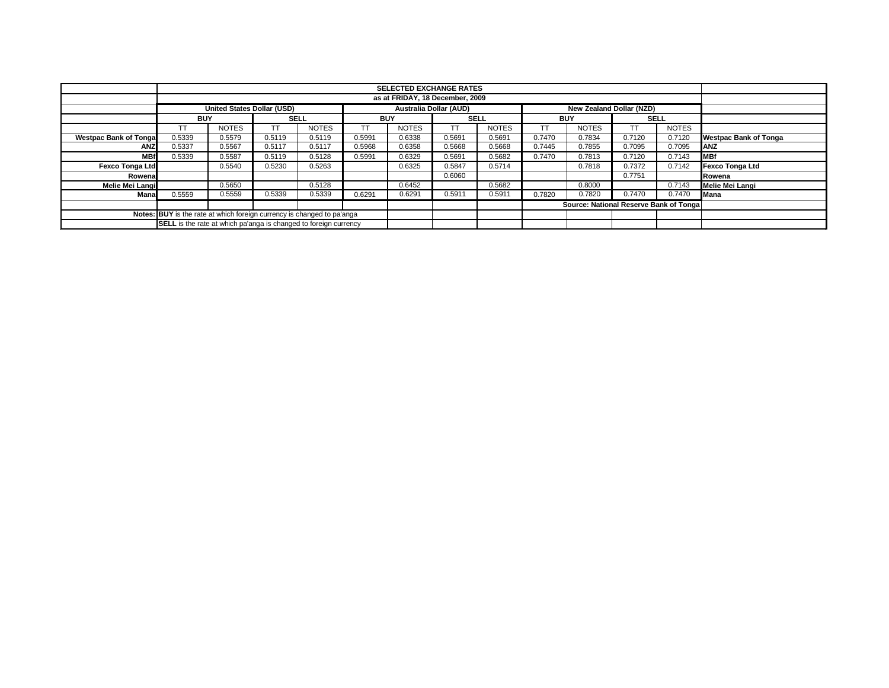| | SELECTED EXCHANGE RATES | | | | | | | | | | | | |
|---|---|---|---|---|---|---|---|---|---|---|---|---|---|
| | as at FRIDAY, 18 December, 2009 | | | | | | | | | | | | |
| | United States Dollar (USD) | | | | Australia Dollar (AUD) | | | | New Zealand Dollar (NZD) | | | | |
| | BUY | | SELL | | BUY | | SELL | | BUY | | SELL | | |
| | TT | NOTES | TT | NOTES | TT | NOTES | TT | NOTES | TT | NOTES | TT | NOTES | |
| **Westpac Bank of Tonga** | 0.5339 | 0.5579 | 0.5119 | 0.5119 | 0.5991 | 0.6338 | 0.5691 | 0.5691 | 0.7470 | 0.7834 | 0.7120 | 0.7120 | **Westpac Bank of Tonga** |
| **ANZ** | 0.5337 | 0.5567 | 0.5117 | 0.5117 | 0.5968 | 0.6358 | 0.5668 | 0.5668 | 0.7445 | 0.7855 | 0.7095 | 0.7095 | **ANZ** |
| **MBf** | 0.5339 | 0.5587 | 0.5119 | 0.5128 | 0.5991 | 0.6329 | 0.5691 | 0.5682 | 0.7470 | 0.7813 | 0.7120 | 0.7143 | **MBf** |
| **Fexco Tonga Ltd** | | 0.5540 | 0.5230 | 0.5263 | | 0.6325 | 0.5847 | 0.5714 | | 0.7818 | 0.7372 | 0.7142 | **Fexco Tonga Ltd** |
| **Rowena** | | | | | | | 0.6060 | | | | 0.7751 | | **Rowena** |
| **Melie Mei Langi** | | 0.5650 | | 0.5128 | | 0.6452 | | 0.5682 | | 0.8000 | | 0.7143 | **Melie Mei Langi** |
| **Mana** | 0.5559 | 0.5559 | 0.5339 | 0.5339 | 0.6291 | 0.6291 | 0.5911 | 0.5911 | 0.7820 | 0.7820 | 0.7470 | 0.7470 | **Mana** |
| | | | | | | | | | **Source: National Reserve Bank of Tonga** | | | | |
| **Notes:** | **BUY** is the rate at which foreign currency is changed to pa'anga | | | | | | | | | | | | |
| | **SELL** is the rate at which pa'anga is changed to foreign currency | | | | | | | | | | | | |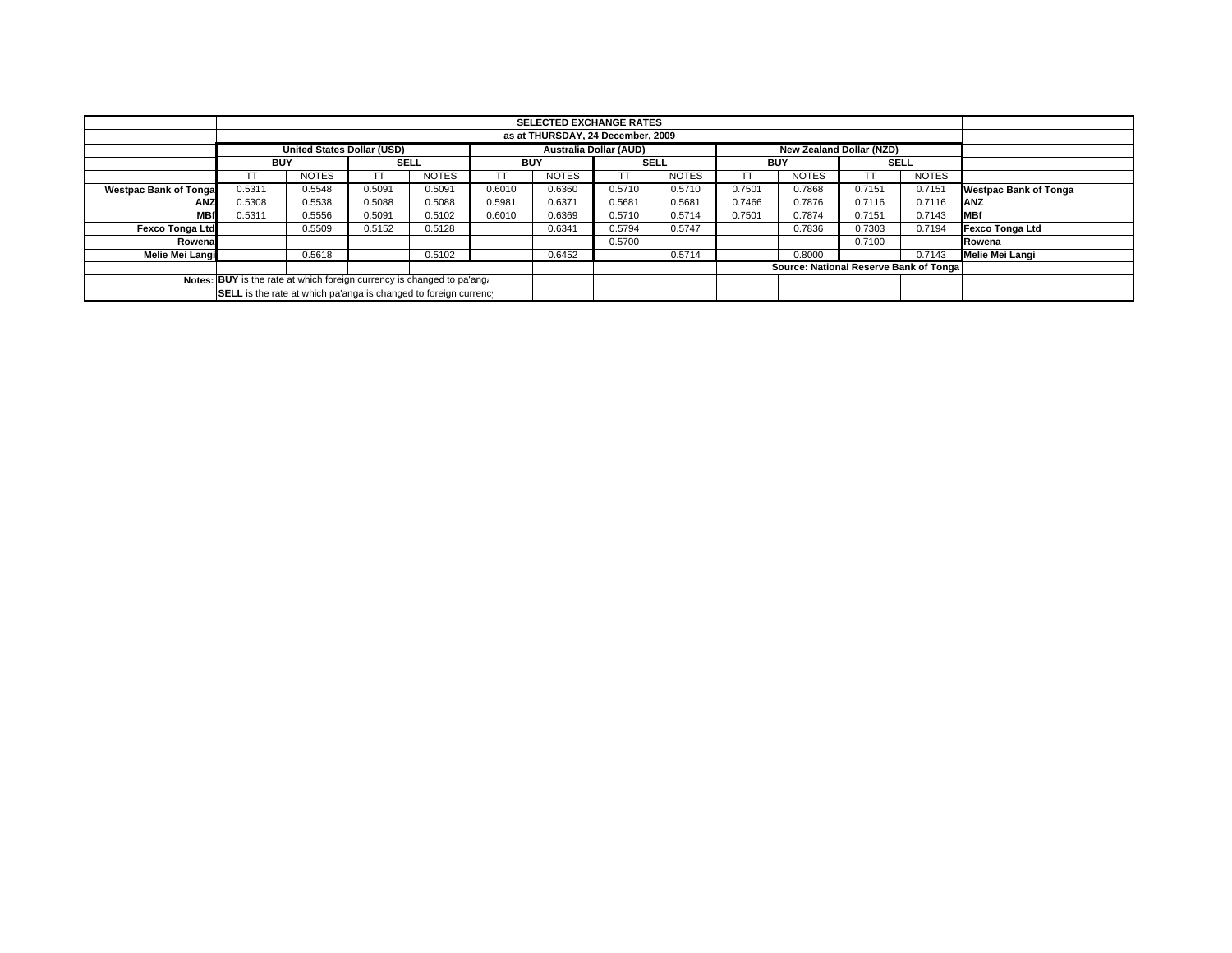| | SELECTED EXCHANGE RATES | | | | | | | | | | | | |
|---|---|---|---|---|---|---|---|---|---|---|---|---|---|
| | as at THURSDAY, 24 December, 2009 | | | | | | | | | | | | |
| | United States Dollar (USD) | | | | Australia Dollar (AUD) | | | | New Zealand Dollar (NZD) | | | | |
| | BUY | | SELL | | BUY | | SELL | | BUY | | SELL | | |
| | TT | NOTES | TT | NOTES | TT | NOTES | TT | NOTES | TT | NOTES | TT | NOTES | |
| **Westpac Bank of Tonga** | 0.5311 | 0.5548 | 0.5091 | 0.5091 | 0.6010 | 0.6360 | 0.5710 | 0.5710 | 0.7501 | 0.7868 | 0.7151 | 0.7151 | **Westpac Bank of Tonga** |
| **ANZ** | 0.5308 | 0.5538 | 0.5088 | 0.5088 | 0.5981 | 0.6371 | 0.5681 | 0.5681 | 0.7466 | 0.7876 | 0.7116 | 0.7116 | **ANZ** |
| **MBf** | 0.5311 | 0.5556 | 0.5091 | 0.5102 | 0.6010 | 0.6369 | 0.5710 | 0.5714 | 0.7501 | 0.7874 | 0.7151 | 0.7143 | **MBf** |
| **Fexco Tonga Ltd** | | 0.5509 | 0.5152 | 0.5128 | | 0.6341 | 0.5794 | 0.5747 | | 0.7836 | 0.7303 | 0.7194 | **Fexco Tonga Ltd** |
| **Rowena** | | | | | | | 0.5700 | | | | 0.7100 | | **Rowena** |
| **Melie Mei Langi** | | 0.5618 | | 0.5102 | | 0.6452 | | 0.5714 | | 0.8000 | | 0.7143 | **Melie Mei Langi** |
| | | | | | | | | | **Source: National Reserve Bank of Tonga** | | | | |
| **Notes:** | **BUY** is the rate at which foreign currency is changed to pa'anga | | | | | | | | | | | | |
| | **SELL** is the rate at which pa'anga is changed to foreign currency | | | | | | | | | | | | |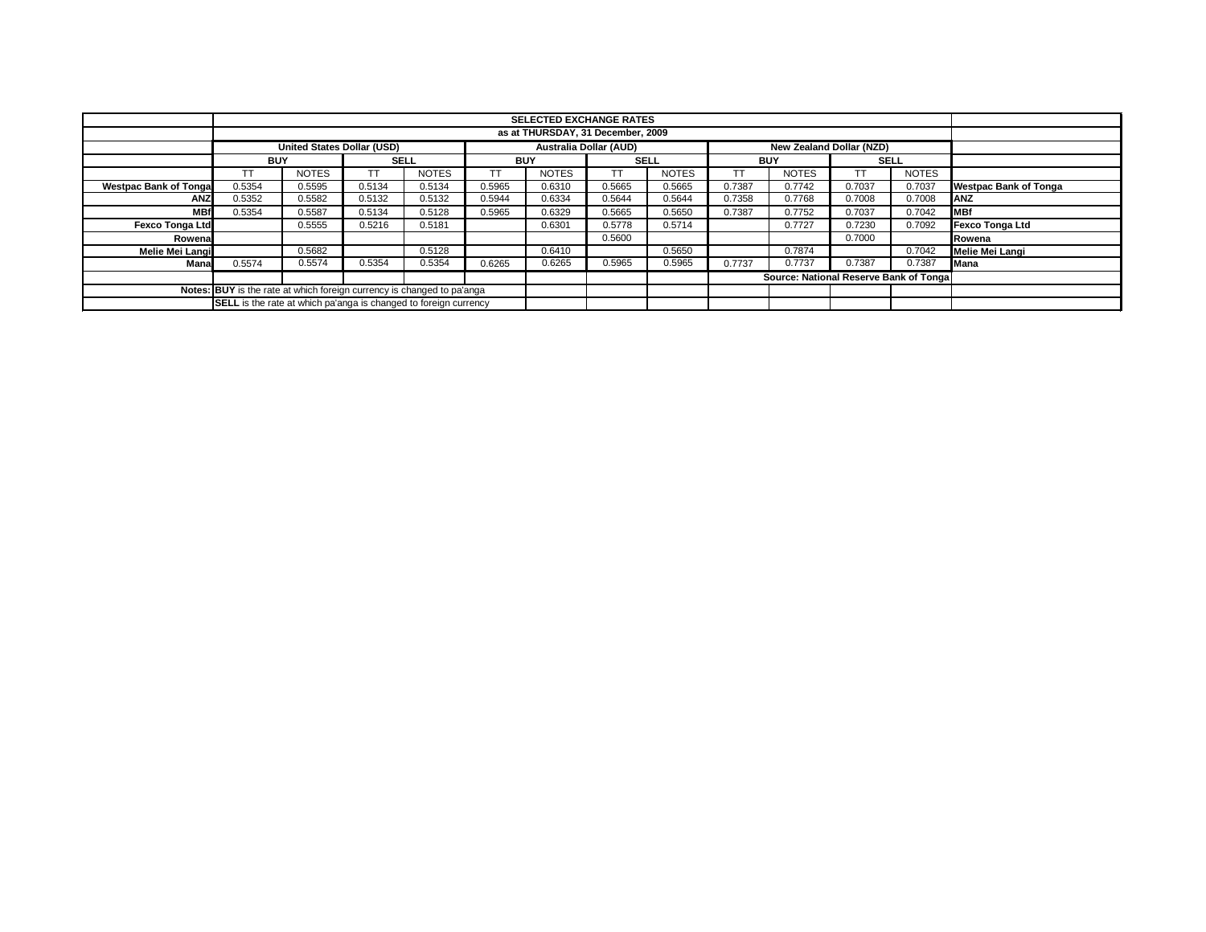| | SELECTED EXCHANGE RATES | | | | | | | | | | | | |
|---|---|---|---|---|---|---|---|---|---|---|---|---|---|
| | as at THURSDAY, 31 December, 2009 | | | | | | | | | | | | |
| | United States Dollar (USD) | | | | Australia Dollar (AUD) | | | | New Zealand Dollar (NZD) | | | | |
| | BUY | | SELL | | BUY | | SELL | | BUY | | SELL | | |
| | TT | NOTES | TT | NOTES | TT | NOTES | TT | NOTES | TT | NOTES | TT | NOTES | |
| **Westpac Bank of Tonga** | 0.5354 | 0.5595 | 0.5134 | 0.5134 | 0.5965 | 0.6310 | 0.5665 | 0.5665 | 0.7387 | 0.7742 | 0.7037 | 0.7037 | **Westpac Bank of Tonga** |
| **ANZ** | 0.5352 | 0.5582 | 0.5132 | 0.5132 | 0.5944 | 0.6334 | 0.5644 | 0.5644 | 0.7358 | 0.7768 | 0.7008 | 0.7008 | **ANZ** |
| **MBf** | 0.5354 | 0.5587 | 0.5134 | 0.5128 | 0.5965 | 0.6329 | 0.5665 | 0.5650 | 0.7387 | 0.7752 | 0.7037 | 0.7042 | **MBf** |
| **Fexco Tonga Ltd** | | 0.5555 | 0.5216 | 0.5181 | | 0.6301 | 0.5778 | 0.5714 | | 0.7727 | 0.7230 | 0.7092 | **Fexco Tonga Ltd** |
| **Rowena** | | | | | | | 0.5600 | | | | 0.7000 | | **Rowena** |
| **Melie Mei Langi** | | 0.5682 | | 0.5128 | | 0.6410 | | 0.5650 | | 0.7874 | | 0.7042 | **Melie Mei Langi** |
| **Mana** | 0.5574 | 0.5574 | 0.5354 | 0.5354 | 0.6265 | 0.6265 | 0.5965 | 0.5965 | 0.7737 | 0.7737 | 0.7387 | 0.7387 | **Mana** |
| | | | | | | | | | **Source: National Reserve Bank of Tonga** | | | | |
| **Notes:** | **BUY** is the rate at which foreign currency is changed to pa'anga | | | | | | | | | | | | |
| | **SELL** is the rate at which pa'anga is changed to foreign currency | | | | | | | | | | | | |